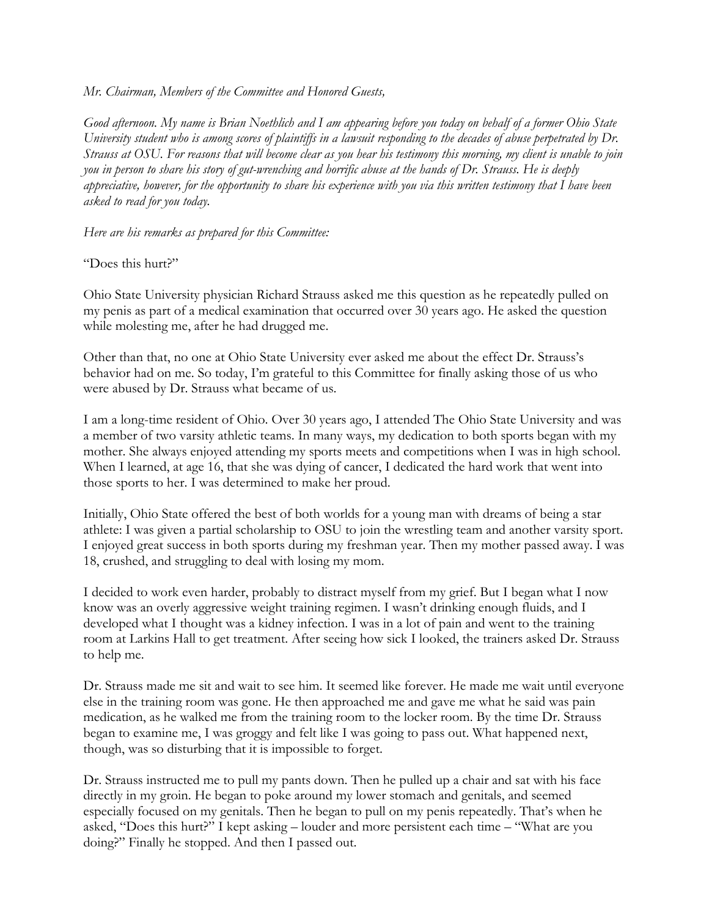*Mr. Chairman, Members of the Committee and Honored Guests,*

*Good afternoon. My name is Brian Noethlich and I am appearing before you today on behalf of a former Ohio State University student who is among scores of plaintiffs in a lawsuit responding to the decades of abuse perpetrated by Dr. Strauss at OSU. For reasons that will become clear as you hear his testimony this morning, my client is unable to join you in person to share his story of gut-wrenching and horrific abuse at the hands of Dr. Strauss. He is deeply appreciative, however, for the opportunity to share his experience with you via this written testimony that I have been asked to read for you today.*

*Here are his remarks as prepared for this Committee:*

"Does this hurt?"

Ohio State University physician Richard Strauss asked me this question as he repeatedly pulled on my penis as part of a medical examination that occurred over 30 years ago. He asked the question while molesting me, after he had drugged me.

Other than that, no one at Ohio State University ever asked me about the effect Dr. Strauss's behavior had on me. So today, I'm grateful to this Committee for finally asking those of us who were abused by Dr. Strauss what became of us.

I am a long-time resident of Ohio. Over 30 years ago, I attended The Ohio State University and was a member of two varsity athletic teams. In many ways, my dedication to both sports began with my mother. She always enjoyed attending my sports meets and competitions when I was in high school. When I learned, at age 16, that she was dying of cancer, I dedicated the hard work that went into those sports to her. I was determined to make her proud.

Initially, Ohio State offered the best of both worlds for a young man with dreams of being a star athlete: I was given a partial scholarship to OSU to join the wrestling team and another varsity sport. I enjoyed great success in both sports during my freshman year. Then my mother passed away. I was 18, crushed, and struggling to deal with losing my mom.

I decided to work even harder, probably to distract myself from my grief. But I began what I now know was an overly aggressive weight training regimen. I wasn't drinking enough fluids, and I developed what I thought was a kidney infection. I was in a lot of pain and went to the training room at Larkins Hall to get treatment. After seeing how sick I looked, the trainers asked Dr. Strauss to help me.

Dr. Strauss made me sit and wait to see him. It seemed like forever. He made me wait until everyone else in the training room was gone. He then approached me and gave me what he said was pain medication, as he walked me from the training room to the locker room. By the time Dr. Strauss began to examine me, I was groggy and felt like I was going to pass out. What happened next, though, was so disturbing that it is impossible to forget.

Dr. Strauss instructed me to pull my pants down. Then he pulled up a chair and sat with his face directly in my groin. He began to poke around my lower stomach and genitals, and seemed especially focused on my genitals. Then he began to pull on my penis repeatedly. That's when he asked, "Does this hurt?" I kept asking – louder and more persistent each time – "What are you doing?" Finally he stopped. And then I passed out.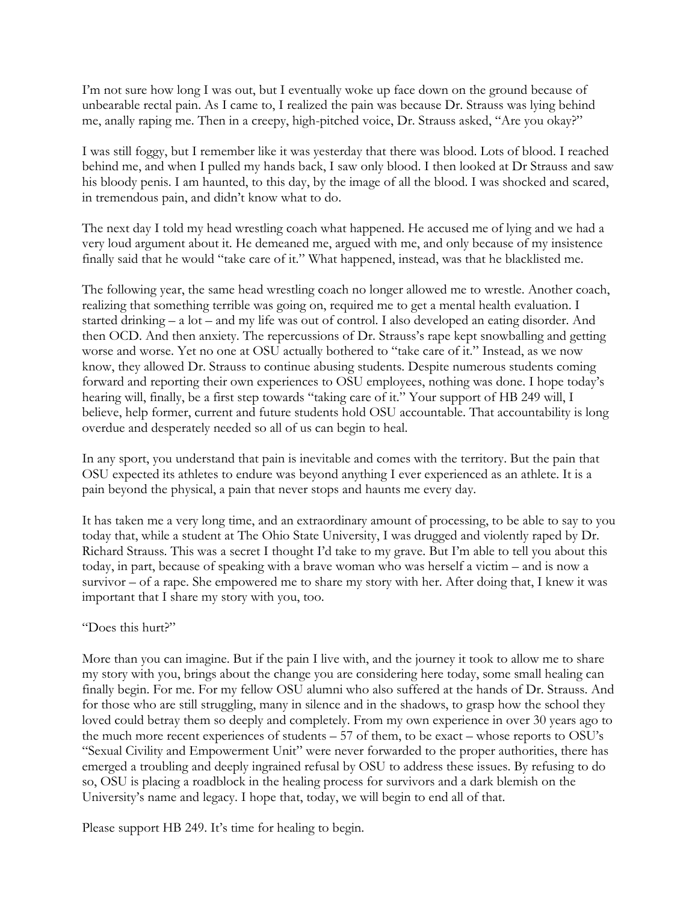I'm not sure how long I was out, but I eventually woke up face down on the ground because of unbearable rectal pain. As I came to, I realized the pain was because Dr. Strauss was lying behind me, anally raping me. Then in a creepy, high-pitched voice, Dr. Strauss asked, "Are you okay?"

I was still foggy, but I remember like it was yesterday that there was blood. Lots of blood. I reached behind me, and when I pulled my hands back, I saw only blood. I then looked at Dr Strauss and saw his bloody penis. I am haunted, to this day, by the image of all the blood. I was shocked and scared, in tremendous pain, and didn't know what to do.

The next day I told my head wrestling coach what happened. He accused me of lying and we had a very loud argument about it. He demeaned me, argued with me, and only because of my insistence finally said that he would "take care of it." What happened, instead, was that he blacklisted me.

The following year, the same head wrestling coach no longer allowed me to wrestle. Another coach, realizing that something terrible was going on, required me to get a mental health evaluation. I started drinking – a lot – and my life was out of control. I also developed an eating disorder. And then OCD. And then anxiety. The repercussions of Dr. Strauss's rape kept snowballing and getting worse and worse. Yet no one at OSU actually bothered to "take care of it." Instead, as we now know, they allowed Dr. Strauss to continue abusing students. Despite numerous students coming forward and reporting their own experiences to OSU employees, nothing was done. I hope today's hearing will, finally, be a first step towards "taking care of it." Your support of HB 249 will, I believe, help former, current and future students hold OSU accountable. That accountability is long overdue and desperately needed so all of us can begin to heal.

In any sport, you understand that pain is inevitable and comes with the territory. But the pain that OSU expected its athletes to endure was beyond anything I ever experienced as an athlete. It is a pain beyond the physical, a pain that never stops and haunts me every day.

It has taken me a very long time, and an extraordinary amount of processing, to be able to say to you today that, while a student at The Ohio State University, I was drugged and violently raped by Dr. Richard Strauss. This was a secret I thought I'd take to my grave. But I'm able to tell you about this today, in part, because of speaking with a brave woman who was herself a victim – and is now a survivor – of a rape. She empowered me to share my story with her. After doing that, I knew it was important that I share my story with you, too.

"Does this hurt?"

More than you can imagine. But if the pain I live with, and the journey it took to allow me to share my story with you, brings about the change you are considering here today, some small healing can finally begin. For me. For my fellow OSU alumni who also suffered at the hands of Dr. Strauss. And for those who are still struggling, many in silence and in the shadows, to grasp how the school they loved could betray them so deeply and completely. From my own experience in over 30 years ago to the much more recent experiences of students – 57 of them, to be exact – whose reports to OSU's "Sexual Civility and Empowerment Unit" were never forwarded to the proper authorities, there has emerged a troubling and deeply ingrained refusal by OSU to address these issues. By refusing to do so, OSU is placing a roadblock in the healing process for survivors and a dark blemish on the University's name and legacy. I hope that, today, we will begin to end all of that.

Please support HB 249. It's time for healing to begin.